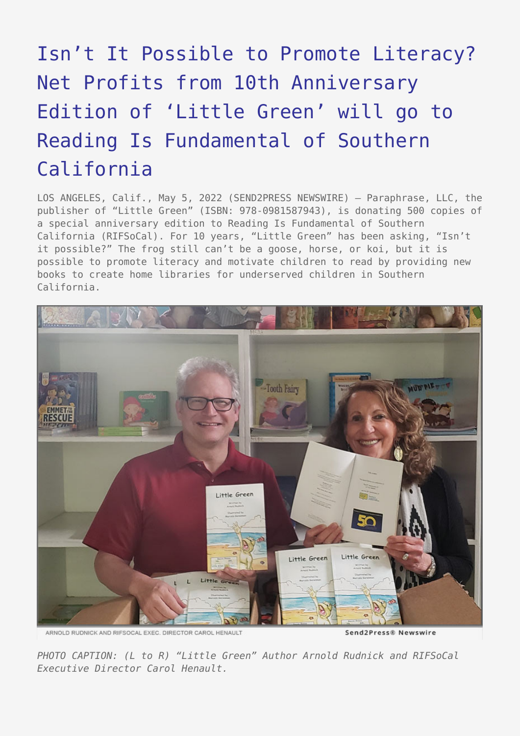# Isn't It Possible to Promote Literacy? Net Profits from 10th Anniversary Edition of 'Little Green' will go to Reading Is Fundamental of Southern California

LOS ANGELES, Calif., May 5, 2022 (SEND2PRESS NEWSWIRE) — Paraphrase, LLC, the publisher of "Little Green" (ISBN: 978-0981587943), is donating 500 copies of a special anniversary edition to Reading Is Fundamental of Southern California (RIFSoCal). For 10 years, "Little Green" has been asking, "Isn't it possible?" The frog still can't be a goose, horse, or koi, but it is possible to promote literacy and motivate children to read by providing new books to create home libraries for underserved children in Southern California.

ARNOLD RUDNICK AND RIFSOCAL EXEC. DIRECTOR CAROL HENAULT

Send2Press® Newswire

*PHOTO CAPTION: (L to R) "Little Green" Author Arnold Rudnick and RIFSoCal Executive Director Carol Henault.*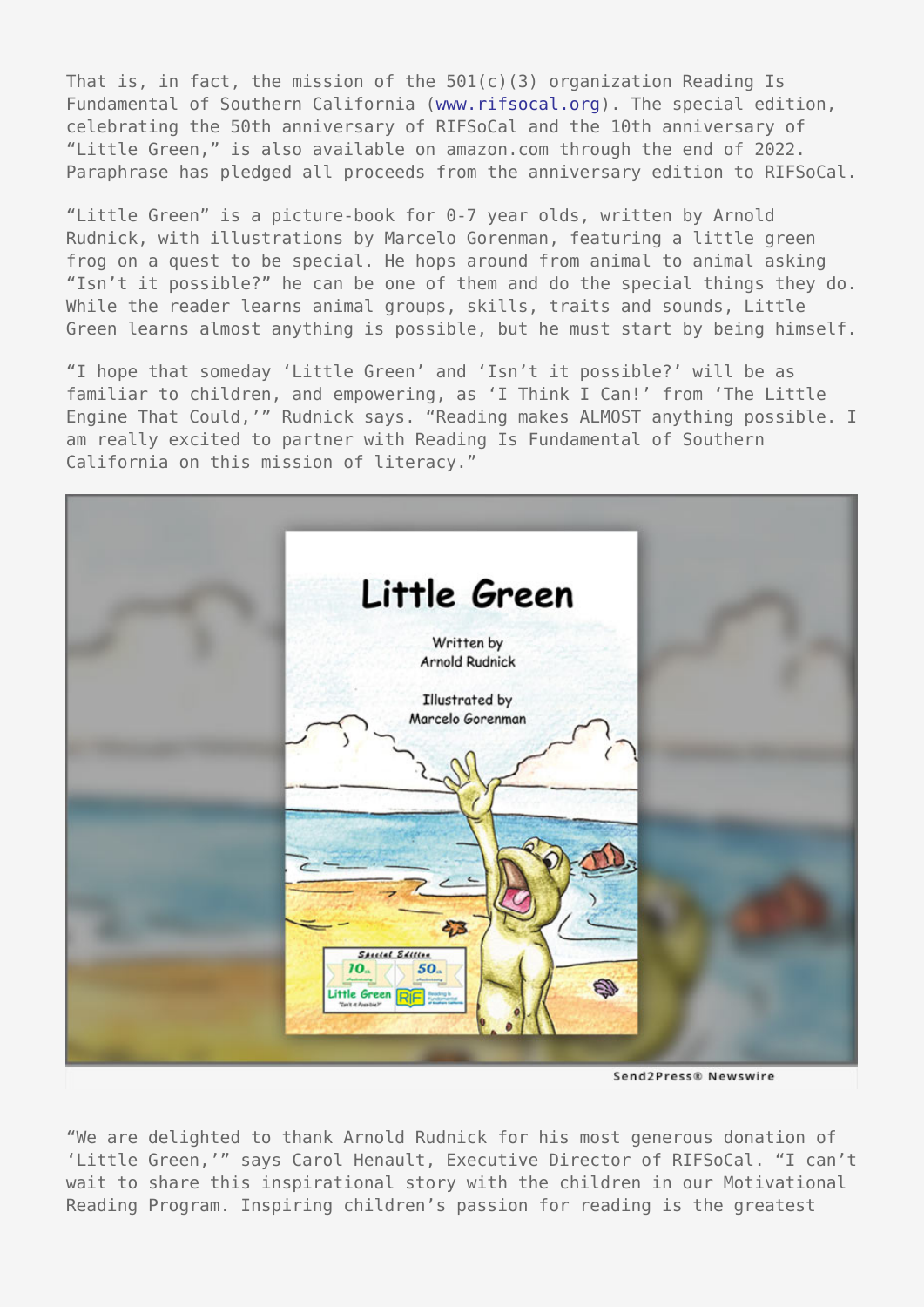That is, in fact, the mission of the 501(c)(3) organization Reading Is Fundamental of Southern California (www.rifsocal.org). The special edition, celebrating the 50th anniversary of RIFSoCal and the 10th anniversary of "Little Green," is also available on amazon.com through the end of 2022. Paraphrase has pledged all proceeds from the anniversary edition to RIFSoCal.

"Little Green" is a picture-book for 0-7 year olds, written by Arnold Rudnick, with illustrations by Marcelo Gorenman, featuring a little green frog on a quest to be special. He hops around from animal to animal asking "Isn't it possible?" he can be one of them and do the special things they do. While the reader learns animal groups, skills, traits and sounds, Little Green learns almost anything is possible, but he must start by being himself.

"I hope that someday 'Little Green' and 'Isn't it possible?' will be as familiar to children, and empowering, as 'I Think I Can!' from 'The Little Engine That Could,'" Rudnick says. "Reading makes ALMOST anything possible. I am really excited to partner with Reading Is Fundamental of Southern California on this mission of literacy."

"We are delighted to thank Arnold Rudnick for his most generous donation of 'Little Green,'" says Carol Henault, Executive Director of RIFSoCal. "I can't wait to share this inspirational story with the children in our Motivational Reading Program. Inspiring children's passion for reading is the greatest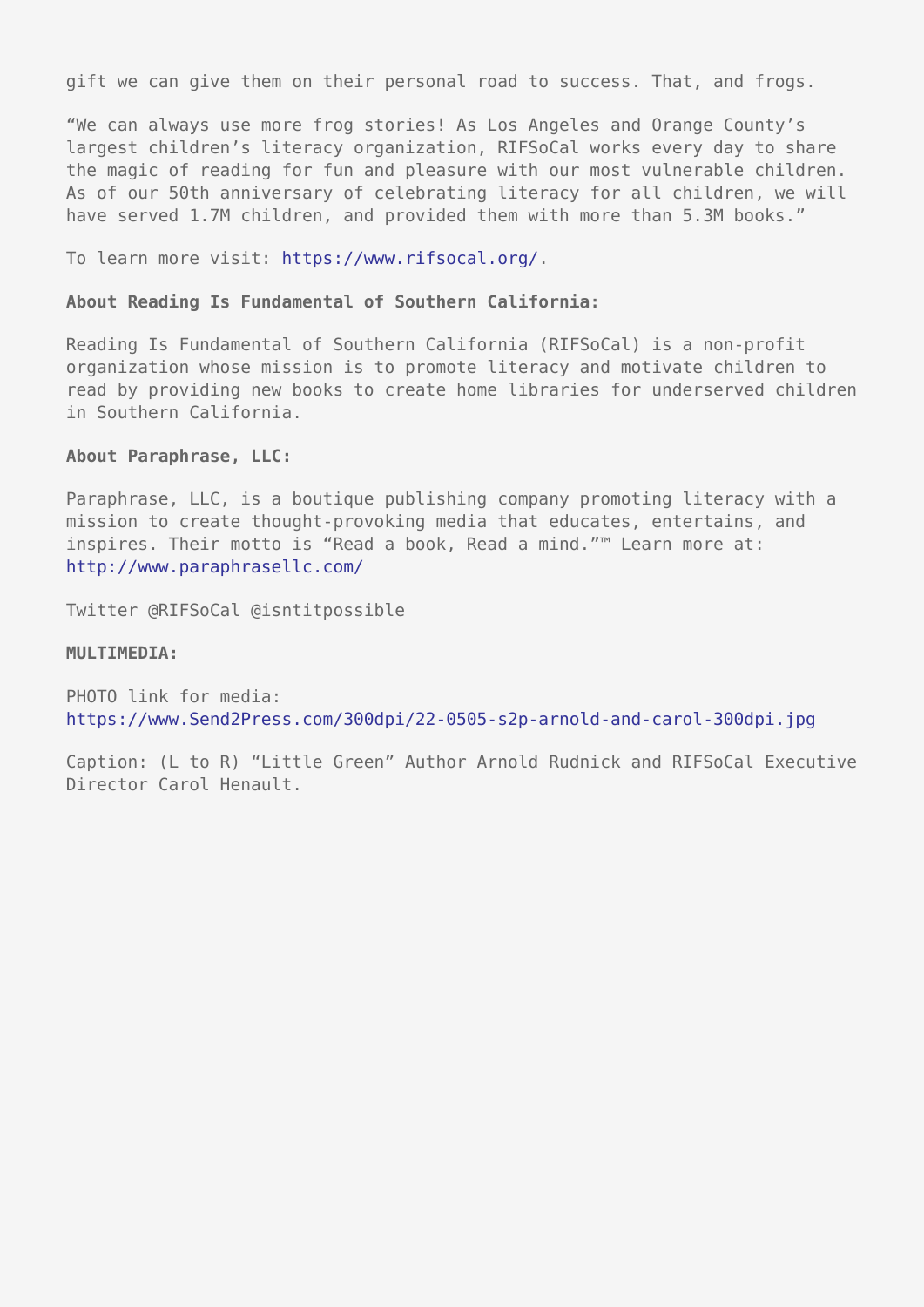gift we can give them on their personal road to success. That, and frogs.

"We can always use more frog stories! As Los Angeles and Orange County's largest children's literacy organization, RIFSoCal works every day to share the magic of reading for fun and pleasure with our most vulnerable children. As of our 50th anniversary of celebrating literacy for all children, we will have served 1.7M children, and provided them with more than 5.3M books."

To learn more visit: https://www.rifsocal.org/.

**About Reading Is Fundamental of Southern California:**

Reading Is Fundamental of Southern California (RIFSoCal) is a non-profit organization whose mission is to promote literacy and motivate children to read by providing new books to create home libraries for underserved children in Southern California.

**About Paraphrase, LLC:**

Paraphrase, LLC, is a boutique publishing company promoting literacy with a mission to create thought-provoking media that educates, entertains, and inspires. Their motto is "Read a book, Read a mind."™ Learn more at: http://www.paraphrasellc.com/

Twitter @RIFSoCal @isntitpossible

**MULTIMEDIA:**

PHOTO link for media: https://www.Send2Press.com/300dpi/22-0505-s2p-arnold-and-carol-300dpi.jpg

Caption: (L to R) "Little Green" Author Arnold Rudnick and RIFSoCal Executive Director Carol Henault.